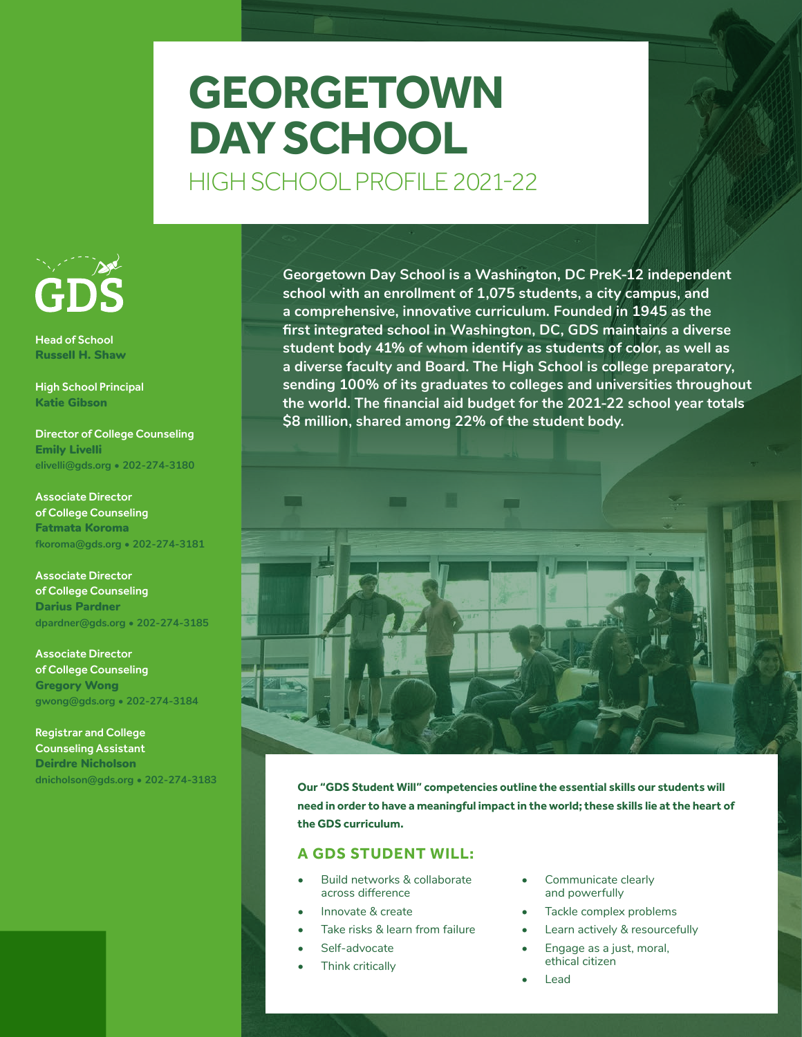# GEORGETOWN DAY SCHOOL

## HIGH SCHOOL PROFILE 2021-22

GDS

Head of School
**Russell H. Shaw**

High School Principal
**Katie Gibson**

Director of College Counseling
**Emily Livelli**
elivelli@gds.org • 202-274-3180

Associate Director of College Counseling
**Fatmata Koroma**
fkoroma@gds.org • 202-274-3181

Associate Director of College Counseling
**Darius Pardner**
dpardner@gds.org • 202-274-3185

Associate Director of College Counseling
**Gregory Wong**
gwong@gds.org • 202-274-3184

Registrar and College Counseling Assistant
**Deirdre Nicholson**
dnicholson@gds.org • 202-274-3183

**Georgetown Day School is a Washington, DC PreK-12 independent school with an enrollment of 1,075 students, a city campus, and a comprehensive, innovative curriculum. Founded in 1945 as the first integrated school in Washington, DC, GDS maintains a diverse student body 41% of whom identify as students of color, as well as a diverse faculty and Board. The High School is college preparatory, sending 100% of its graduates to colleges and universities throughout the world. The financial aid budget for the 2021-22 school year totals $8 million, shared among 22% of the student body.**

**Our "GDS Student Will" competencies outline the essential skills our students will need in order to have a meaningful impact in the world; these skills lie at the heart of the GDS curriculum.**

### A GDS STUDENT WILL:

- Build networks & collaborate across difference
- Innovate & create
- Take risks & learn from failure
- Self-advocate
- Think critically
- Communicate clearly and powerfully
- Tackle complex problems
- Learn actively & resourcefully
- Engage as a just, moral, ethical citizen
- Lead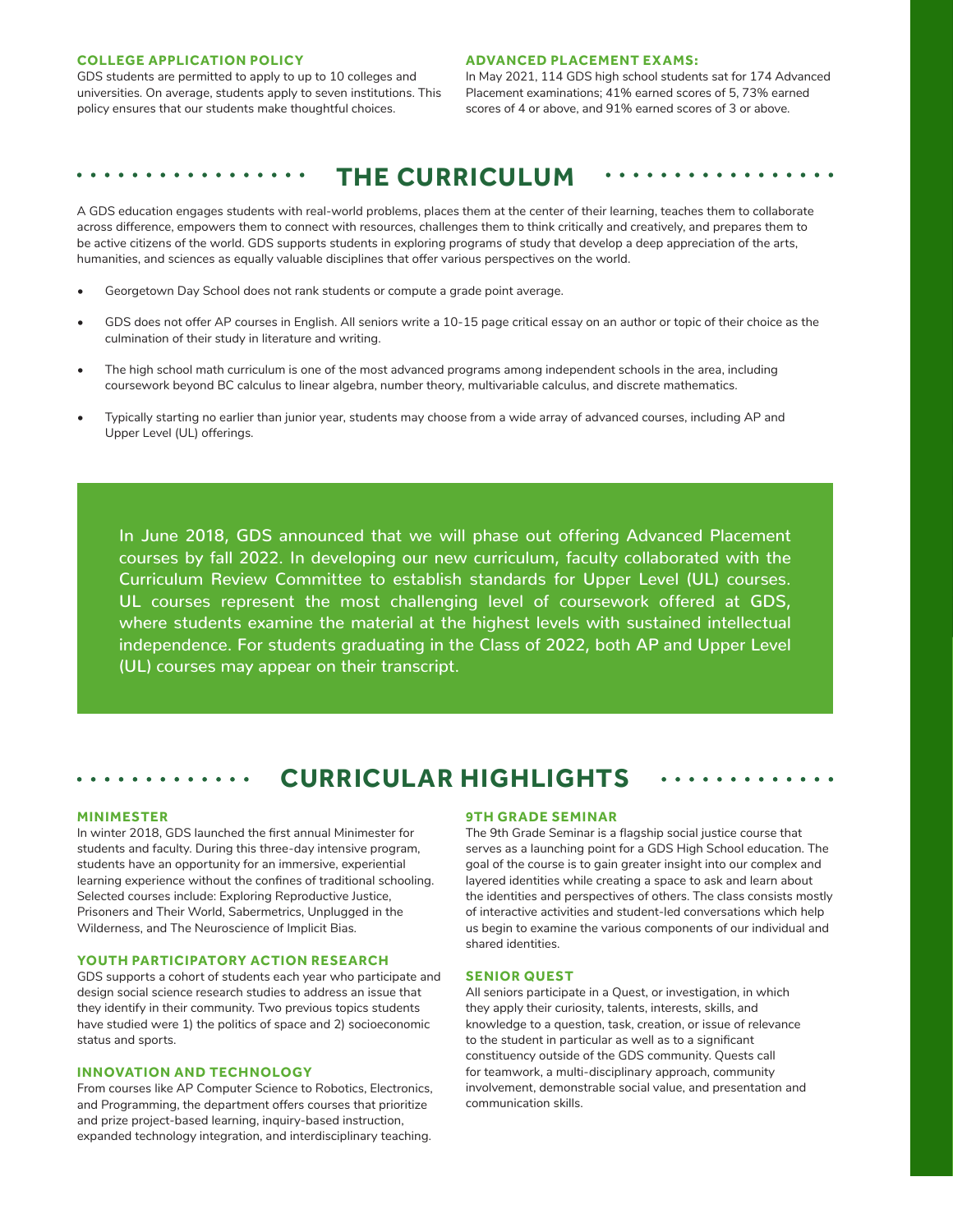### COLLEGE APPLICATION POLICY

GDS students are permitted to apply to up to 10 colleges and universities. On average, students apply to seven institutions. This policy ensures that our students make thoughtful choices.

### ADVANCED PLACEMENT EXAMS:

In May 2021, 114 GDS high school students sat for 174 Advanced Placement examinations; 41% earned scores of 5, 73% earned scores of 4 or above, and 91% earned scores of 3 or above.

## THE CURRICULUM

A GDS education engages students with real-world problems, places them at the center of their learning, teaches them to collaborate across difference, empowers them to connect with resources, challenges them to think critically and creatively, and prepares them to be active citizens of the world. GDS supports students in exploring programs of study that develop a deep appreciation of the arts, humanities, and sciences as equally valuable disciplines that offer various perspectives on the world.

- Georgetown Day School does not rank students or compute a grade point average.
- GDS does not offer AP courses in English. All seniors write a 10-15 page critical essay on an author or topic of their choice as the culmination of their study in literature and writing.
- The high school math curriculum is one of the most advanced programs among independent schools in the area, including coursework beyond BC calculus to linear algebra, number theory, multivariable calculus, and discrete mathematics.
- Typically starting no earlier than junior year, students may choose from a wide array of advanced courses, including AP and Upper Level (UL) offerings.

In June 2018, GDS announced that we will phase out offering Advanced Placement courses by fall 2022. In developing our new curriculum, faculty collaborated with the Curriculum Review Committee to establish standards for Upper Level (UL) courses. UL courses represent the most challenging level of coursework offered at GDS, where students examine the material at the highest levels with sustained intellectual independence. For students graduating in the Class of 2022, both AP and Upper Level (UL) courses may appear on their transcript.

## CURRICULAR HIGHLIGHTS

### MINIMESTER

In winter 2018, GDS launched the first annual Minimester for students and faculty. During this three-day intensive program, students have an opportunity for an immersive, experiential learning experience without the confines of traditional schooling. Selected courses include: Exploring Reproductive Justice, Prisoners and Their World, Sabermetrics, Unplugged in the Wilderness, and The Neuroscience of Implicit Bias.

### YOUTH PARTICIPATORY ACTION RESEARCH

GDS supports a cohort of students each year who participate and design social science research studies to address an issue that they identify in their community. Two previous topics students have studied were 1) the politics of space and 2) socioeconomic status and sports.

### INNOVATION AND TECHNOLOGY

From courses like AP Computer Science to Robotics, Electronics, and Programming, the department offers courses that prioritize and prize project-based learning, inquiry-based instruction, expanded technology integration, and interdisciplinary teaching.

### 9TH GRADE SEMINAR

The 9th Grade Seminar is a flagship social justice course that serves as a launching point for a GDS High School education. The goal of the course is to gain greater insight into our complex and layered identities while creating a space to ask and learn about the identities and perspectives of others. The class consists mostly of interactive activities and student-led conversations which help us begin to examine the various components of our individual and shared identities.

### SENIOR QUEST

All seniors participate in a Quest, or investigation, in which they apply their curiosity, talents, interests, skills, and knowledge to a question, task, creation, or issue of relevance to the student in particular as well as to a significant constituency outside of the GDS community. Quests call for teamwork, a multi-disciplinary approach, community involvement, demonstrable social value, and presentation and communication skills.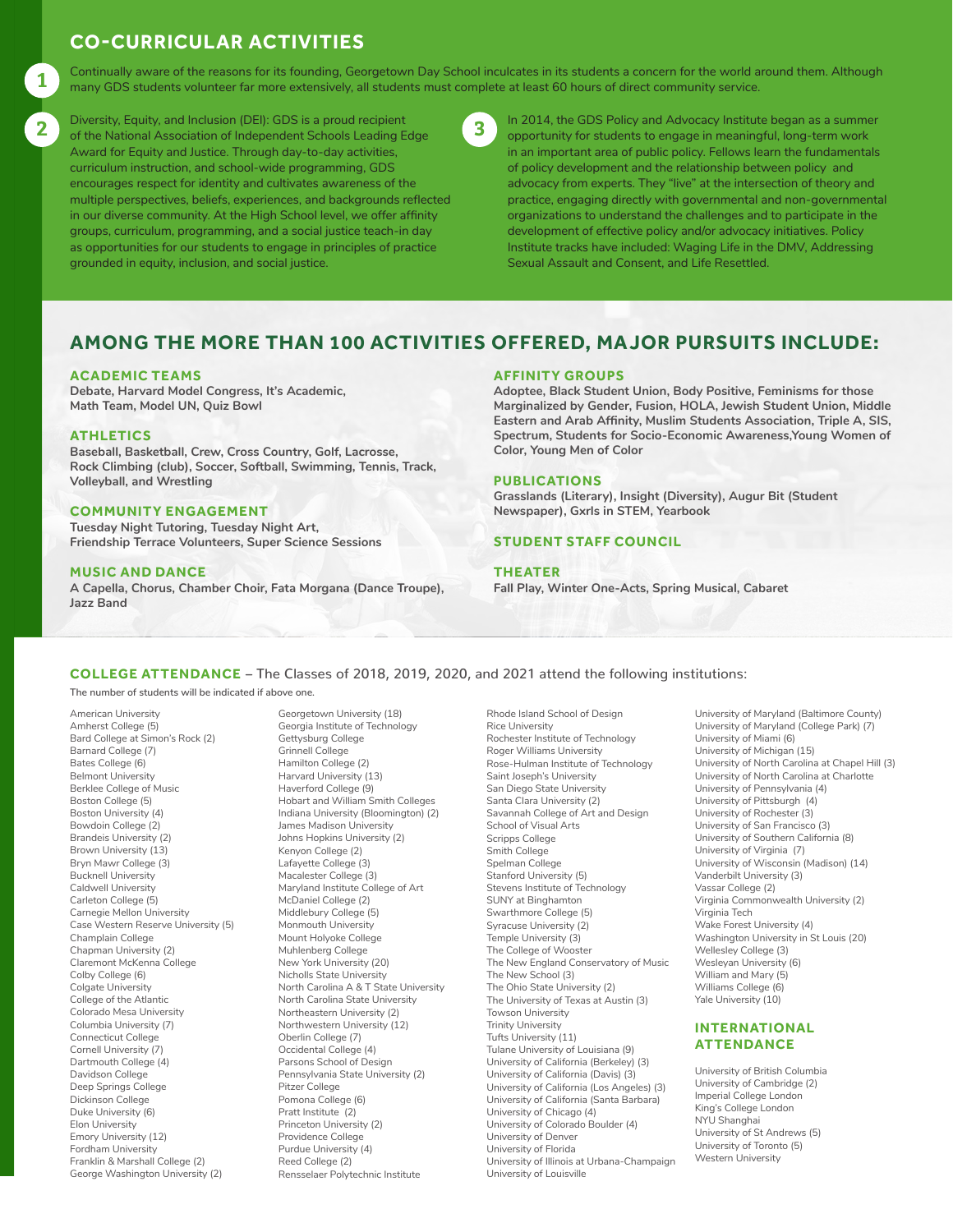## CO-CURRICULAR ACTIVITIES

1. Continually aware of the reasons for its founding, Georgetown Day School inculcates in its students a concern for the world around them. Although many GDS students volunteer far more extensively, all students must complete at least 60 hours of direct community service.

2. Diversity, Equity, and Inclusion (DEI): GDS is a proud recipient of the National Association of Independent Schools Leading Edge Award for Equity and Justice. Through day-to-day activities, curriculum instruction, and school-wide programming, GDS encourages respect for identity and cultivates awareness of the multiple perspectives, beliefs, experiences, and backgrounds reflected in our diverse community. At the High School level, we offer affinity groups, curriculum, programming, and a social justice teach-in day as opportunities for our students to engage in principles of practice grounded in equity, inclusion, and social justice.

3. In 2014, the GDS Policy and Advocacy Institute began as a summer opportunity for students to engage in meaningful, long-term work in an important area of public policy. Fellows learn the fundamentals of policy development and the relationship between policy and advocacy from experts. They "live" at the intersection of theory and practice, engaging directly with governmental and non-governmental organizations to understand the challenges and to participate in the development of effective policy and/or advocacy initiatives. Policy Institute tracks have included: Waging Life in the DMV, Addressing Sexual Assault and Consent, and Life Resettled.

## AMONG THE MORE THAN 100 ACTIVITIES OFFERED, MAJOR PURSUITS INCLUDE:

### ACADEMIC TEAMS
**Debate, Harvard Model Congress, It's Academic, Math Team, Model UN, Quiz Bowl**

### ATHLETICS
**Baseball, Basketball, Crew, Cross Country, Golf, Lacrosse, Rock Climbing (club), Soccer, Softball, Swimming, Tennis, Track, Volleyball, and Wrestling**

### COMMUNITY ENGAGEMENT
**Tuesday Night Tutoring, Tuesday Night Art, Friendship Terrace Volunteers, Super Science Sessions**

### MUSIC AND DANCE
**A Capella, Chorus, Chamber Choir, Fata Morgana (Dance Troupe), Jazz Band**

### AFFINITY GROUPS
**Adoptee, Black Student Union, Body Positive, Feminisms for those Marginalized by Gender, Fusion, HOLA, Jewish Student Union, Middle Eastern and Arab Affinity, Muslim Students Association, Triple A, SIS, Spectrum, Students for Socio-Economic Awareness,Young Women of Color, Young Men of Color**

### PUBLICATIONS
**Grasslands (Literary), Insight (Diversity), Augur Bit (Student Newspaper), Gxrls in STEM, Yearbook**

### STUDENT STAFF COUNCIL

### THEATER
**Fall Play, Winter One-Acts, Spring Musical, Cabaret**

### COLLEGE ATTENDANCE – The Classes of 2018, 2019, 2020, and 2021 attend the following institutions:

The number of students will be indicated if above one.

American University
Amherst College (5)
Bard College at Simon's Rock (2)
Barnard College (7)
Bates College (6)
Belmont University
Berklee College of Music
Boston College (5)
Boston University (4)
Bowdoin College (2)
Brandeis University (2)
Brown University (13)
Bryn Mawr College (3)
Bucknell University
Caldwell University
Carleton College (5)
Carnegie Mellon University
Case Western Reserve University (5)
Champlain College
Chapman University (2)
Claremont McKenna College
Colby College (6)
Colgate University
College of the Atlantic
Colorado Mesa University
Columbia University (7)
Connecticut College
Cornell University (7)
Dartmouth College (4)
Davidson College
Deep Springs College
Dickinson College
Duke University (6)
Elon University
Emory University (12)
Fordham University
Franklin & Marshall College (2)
George Washington University (2)
Georgetown University (18)
Georgia Institute of Technology
Gettysburg College
Grinnell College
Hamilton College (2)
Harvard University (13)
Haverford College (9)
Hobart and William Smith Colleges
Indiana University (Bloomington) (2)
James Madison University
Johns Hopkins University (2)
Kenyon College (2)
Lafayette College (3)
Macalester College (3)
Maryland Institute College of Art
McDaniel College (2)
Middlebury College (5)
Monmouth University
Mount Holyoke College
Muhlenberg College
New York University (20)
Nicholls State University
North Carolina A & T State University
North Carolina State University
Northeastern University (2)
Northwestern University (12)
Oberlin College (7)
Occidental College (4)
Parsons School of Design
Pennsylvania State University (2)
Pitzer College
Pomona College (6)
Pratt Institute (2)
Princeton University (2)
Providence College
Purdue University (4)
Reed College (2)
Rensselaer Polytechnic Institute
Rhode Island School of Design
Rice University
Rochester Institute of Technology
Roger Williams University
Rose-Hulman Institute of Technology
Saint Joseph's University
San Diego State University
Santa Clara University (2)
Savannah College of Art and Design
School of Visual Arts
Scripps College
Smith College
Spelman College
Stanford University (5)
Stevens Institute of Technology
SUNY at Binghamton
Swarthmore College (5)
Syracuse University (2)
Temple University (3)
The College of Wooster
The New England Conservatory of Music
The New School (3)
The Ohio State University (2)
The University of Texas at Austin (3)
Towson University
Trinity University
Tufts University (11)
Tulane University of Louisiana (9)
University of California (Berkeley) (3)
University of California (Davis) (3)
University of California (Los Angeles) (3)
University of California (Santa Barbara)
University of Chicago (4)
University of Colorado Boulder (4)
University of Denver
University of Florida
University of Illinois at Urbana-Champaign
University of Louisville
University of Maryland (Baltimore County)
University of Maryland (College Park) (7)
University of Miami (6)
University of Michigan (15)
University of North Carolina at Chapel Hill (3)
University of North Carolina at Charlotte
University of Pennsylvania (4)
University of Pittsburgh (4)
University of Rochester (3)
University of San Francisco (3)
University of Southern California (8)
University of Virginia (7)
University of Wisconsin (Madison) (14)
Vanderbilt University (3)
Vassar College (2)
Virginia Commonwealth University (2)
Virginia Tech
Wake Forest University (4)
Washington University in St Louis (20)
Wellesley College (3)
Wesleyan University (6)
William and Mary (5)
Williams College (6)
Yale University (10)

### INTERNATIONAL ATTENDANCE

University of British Columbia
University of Cambridge (2)
Imperial College London
King's College London
NYU Shanghai
University of St Andrews (5)
University of Toronto (5)
Western University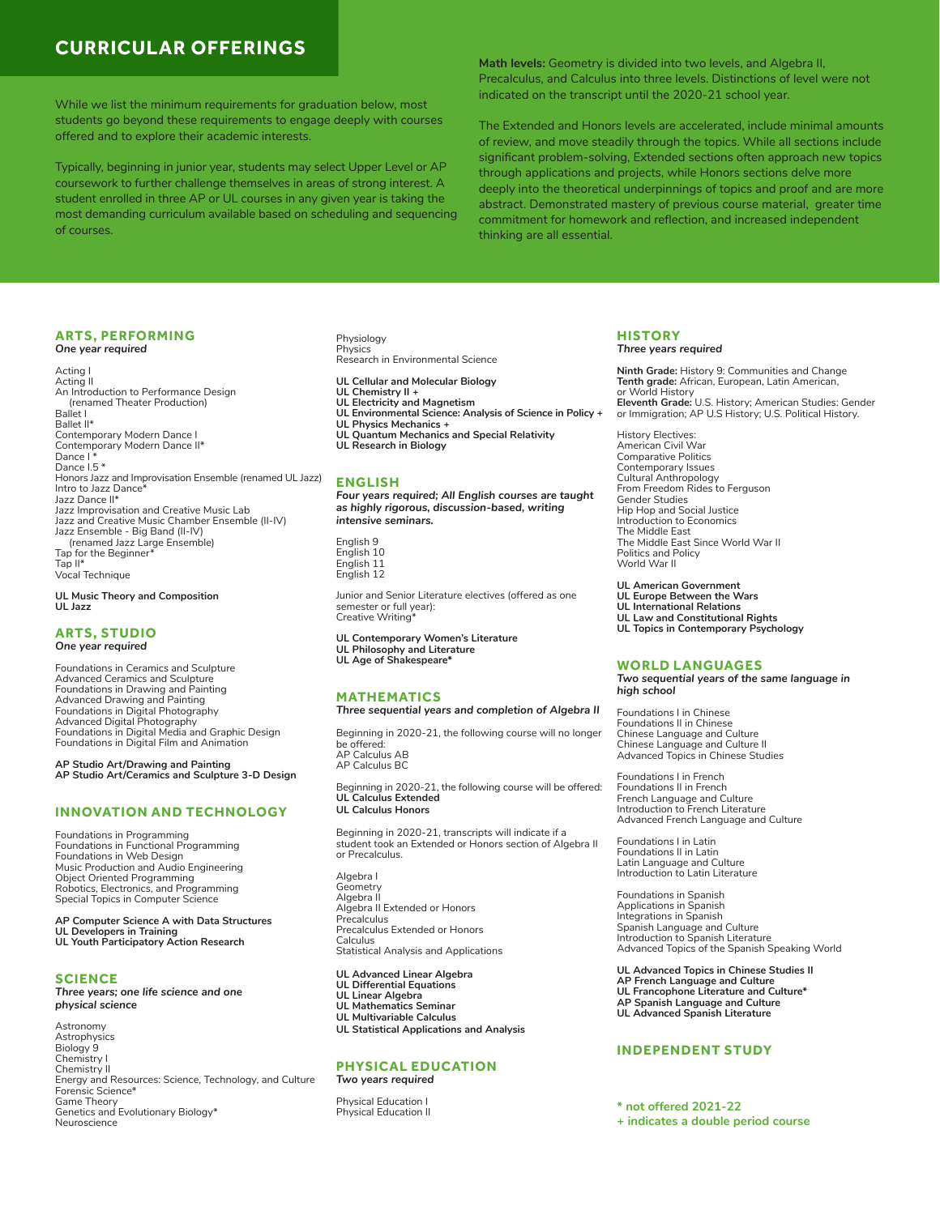# CURRICULAR OFFERINGS

While we list the minimum requirements for graduation below, most students go beyond these requirements to engage deeply with courses offered and to explore their academic interests.

Typically, beginning in junior year, students may select Upper Level or AP coursework to further challenge themselves in areas of strong interest. A student enrolled in three AP or UL courses in any given year is taking the most demanding curriculum available based on scheduling and sequencing of courses.

**Math levels:** Geometry is divided into two levels, and Algebra II, Precalculus, and Calculus into three levels. Distinctions of level were not indicated on the transcript until the 2020-21 school year.

The Extended and Honors levels are accelerated, include minimal amounts of review, and move steadily through the topics. While all sections include significant problem-solving, Extended sections often approach new topics through applications and projects, while Honors sections delve more deeply into the theoretical underpinnings of topics and proof and are more abstract. Demonstrated mastery of previous course material, greater time commitment for homework and reflection, and increased independent thinking are all essential.

## ARTS, PERFORMING

*One year required*

Acting I
Acting II
An Introduction to Performance Design
(renamed Theater Production)
Ballet I
Ballet II*
Contemporary Modern Dance I
Contemporary Modern Dance II*
Dance I *
Dance I.5 *
Honors Jazz and Improvisation Ensemble (renamed UL Jazz)
Intro to Jazz Dance*
Jazz Dance II*
Jazz Improvisation and Creative Music Lab
Jazz and Creative Music Chamber Ensemble (II-IV)
Jazz Ensemble - Big Band (II-IV)
(renamed Jazz Large Ensemble)
Tap for the Beginner*
Tap II*
Vocal Technique

**UL Music Theory and Composition**
**UL Jazz**

## ARTS, STUDIO

*One year required*

Foundations in Ceramics and Sculpture
Advanced Ceramics and Sculpture
Foundations in Drawing and Painting
Advanced Drawing and Painting
Foundations in Digital Photography
Advanced Digital Photography
Foundations in Digital Media and Graphic Design
Foundations in Digital Film and Animation

**AP Studio Art/Drawing and Painting**
**AP Studio Art/Ceramics and Sculpture 3-D Design**

## INNOVATION AND TECHNOLOGY

Foundations in Programming
Foundations in Functional Programming
Foundations in Web Design
Music Production and Audio Engineering
Object Oriented Programming
Robotics, Electronics, and Programming
Special Topics in Computer Science

**AP Computer Science A with Data Structures**
**UL Developers in Training**
**UL Youth Participatory Action Research**

## SCIENCE

*Three years; one life science and one physical science*

Astronomy
Astrophysics
Biology 9
Chemistry I
Chemistry II
Energy and Resources: Science, Technology, and Culture
Forensic Science*
Game Theory
Genetics and Evolutionary Biology*
Neuroscience
Physiology
Physics
Research in Environmental Science

**UL Cellular and Molecular Biology**
**UL Chemistry II +**
**UL Electricity and Magnetism**
**UL Environmental Science: Analysis of Science in Policy +**
**UL Physics Mechanics +**
**UL Quantum Mechanics and Special Relativity**
**UL Research in Biology**

## ENGLISH

***Four years required; All English courses are taught as highly rigorous, discussion-based, writing intensive seminars.***

English 9
English 10
English 11
English 12

Junior and Senior Literature electives (offered as one semester or full year):
Creative Writing*

**UL Contemporary Women's Literature**
**UL Philosophy and Literature**
**UL Age of Shakespeare***

## MATHEMATICS

*Three sequential years and completion of Algebra II*

Beginning in 2020-21, the following course will no longer be offered:
AP Calculus AB
AP Calculus BC

Beginning in 2020-21, the following course will be offered:
**UL Calculus Extended**
**UL Calculus Honors**

Beginning in 2020-21, transcripts will indicate if a student took an Extended or Honors section of Algebra II or Precalculus.

Algebra I
Geometry
Algebra II
Algebra II Extended or Honors
Precalculus
Precalculus Extended or Honors
Calculus
Statistical Analysis and Applications

**UL Advanced Linear Algebra**
**UL Differential Equations**
**UL Linear Algebra**
**UL Mathematics Seminar**
**UL Multivariable Calculus**
**UL Statistical Applications and Analysis**

## PHYSICAL EDUCATION

*Two years required*

Physical Education I
Physical Education II

## HISTORY

*Three years required*

**Ninth Grade:** History 9: Communities and Change
**Tenth grade:** African, European, Latin American, or World History
**Eleventh Grade:** U.S. History; American Studies: Gender or Immigration; AP U.S History; U.S. Political History.

History Electives:
American Civil War
Comparative Politics
Contemporary Issues
Cultural Anthropology
From Freedom Rides to Ferguson
Gender Studies
Hip Hop and Social Justice
Introduction to Economics
The Middle East
The Middle East Since World War II
Politics and Policy
World War II

**UL American Government**
**UL Europe Between the Wars**
**UL International Relations**
**UL Law and Constitutional Rights**
**UL Topics in Contemporary Psychology**

## WORLD LANGUAGES

*Two sequential years of the same language in high school*

Foundations I in Chinese
Foundations II in Chinese
Chinese Language and Culture
Chinese Language and Culture II
Advanced Topics in Chinese Studies

Foundations I in French
Foundations II in French
French Language and Culture
Introduction to French Literature
Advanced French Language and Culture

Foundations I in Latin
Foundations II in Latin
Latin Language and Culture
Introduction to Latin Literature

Foundations in Spanish
Applications in Spanish
Integrations in Spanish
Spanish Language and Culture
Introduction to Spanish Literature
Advanced Topics of the Spanish Speaking World

**UL Advanced Topics in Chinese Studies II**
**AP French Language and Culture**
**UL Francophone Literature and Culture***
**AP Spanish Language and Culture**
**UL Advanced Spanish Literature**

## INDEPENDENT STUDY

**\* not offered 2021-22**
**+ indicates a double period course**